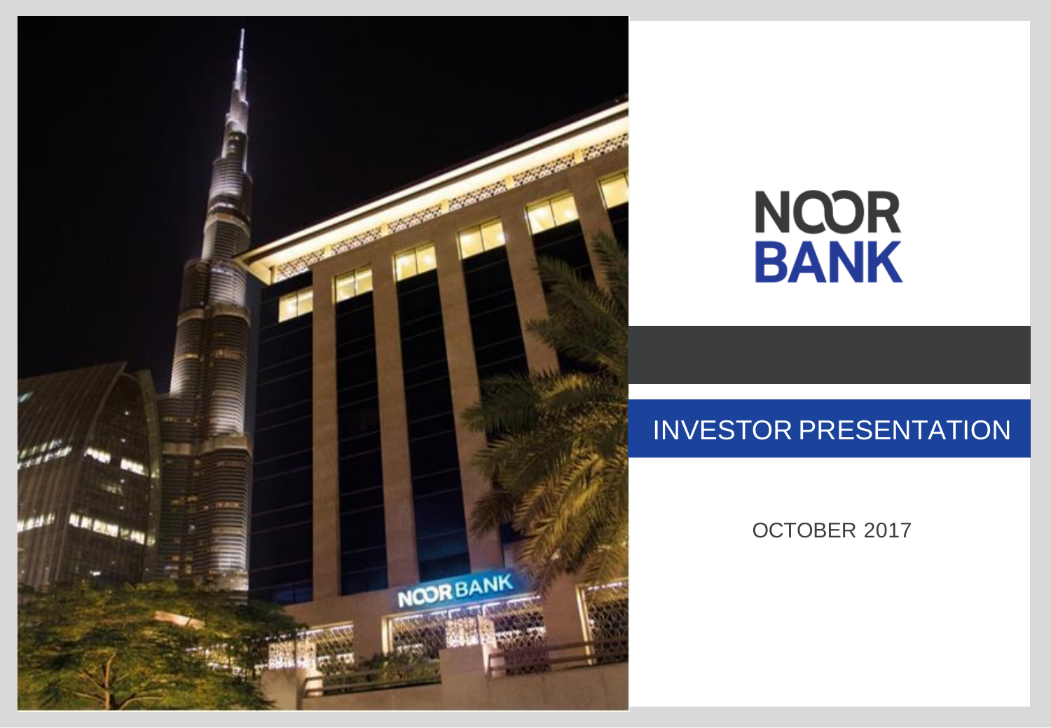# NOOR BANK

## INVESTOR PRESENTATION

OCTOBER 2017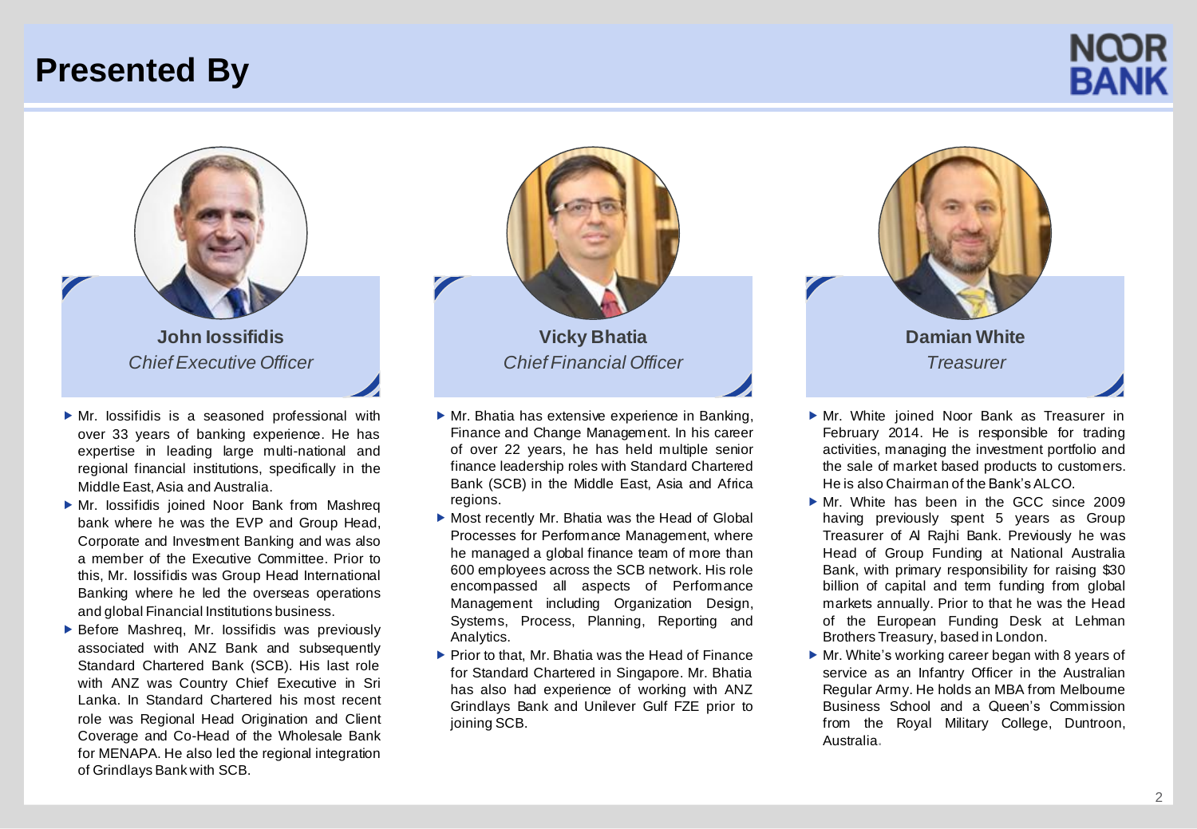# Presented By

NOOR BANK

### John Iossifidis
*Chief Executive Officer*

- Mr. Iossifidis is a seasoned professional with over 33 years of banking experience. He has expertise in leading large multi-national and regional financial institutions, specifically in the Middle East, Asia and Australia.
- Mr. Iossifidis joined Noor Bank from Mashreq bank where he was the EVP and Group Head, Corporate and Investment Banking and was also a member of the Executive Committee. Prior to this, Mr. Iossifidis was Group Head International Banking where he led the overseas operations and global Financial Institutions business.
- Before Mashreq, Mr. Iossifidis was previously associated with ANZ Bank and subsequently Standard Chartered Bank (SCB). His last role with ANZ was Country Chief Executive in Sri Lanka. In Standard Chartered his most recent role was Regional Head Origination and Client Coverage and Co-Head of the Wholesale Bank for MENAPA. He also led the regional integration of Grindlays Bank with SCB.

### Vicky Bhatia
*Chief Financial Officer*

- Mr. Bhatia has extensive experience in Banking, Finance and Change Management. In his career of over 22 years, he has held multiple senior finance leadership roles with Standard Chartered Bank (SCB) in the Middle East, Asia and Africa regions.
- Most recently Mr. Bhatia was the Head of Global Processes for Performance Management, where he managed a global finance team of more than 600 employees across the SCB network. His role encompassed all aspects of Performance Management including Organization Design, Systems, Process, Planning, Reporting and Analytics.
- Prior to that, Mr. Bhatia was the Head of Finance for Standard Chartered in Singapore. Mr. Bhatia has also had experience of working with ANZ Grindlays Bank and Unilever Gulf FZE prior to joining SCB.

### Damian White
*Treasurer*

- Mr. White joined Noor Bank as Treasurer in February 2014. He is responsible for trading activities, managing the investment portfolio and the sale of market based products to customers. He is also Chairman of the Bank's ALCO.
- Mr. White has been in the GCC since 2009 having previously spent 5 years as Group Treasurer of Al Rajhi Bank. Previously he was Head of Group Funding at National Australia Bank, with primary responsibility for raising $30 billion of capital and term funding from global markets annually. Prior to that he was the Head of the European Funding Desk at Lehman Brothers Treasury, based in London.
- Mr. White's working career began with 8 years of service as an Infantry Officer in the Australian Regular Army. He holds an MBA from Melbourne Business School and a Queen's Commission from the Royal Military College, Duntroon, Australia.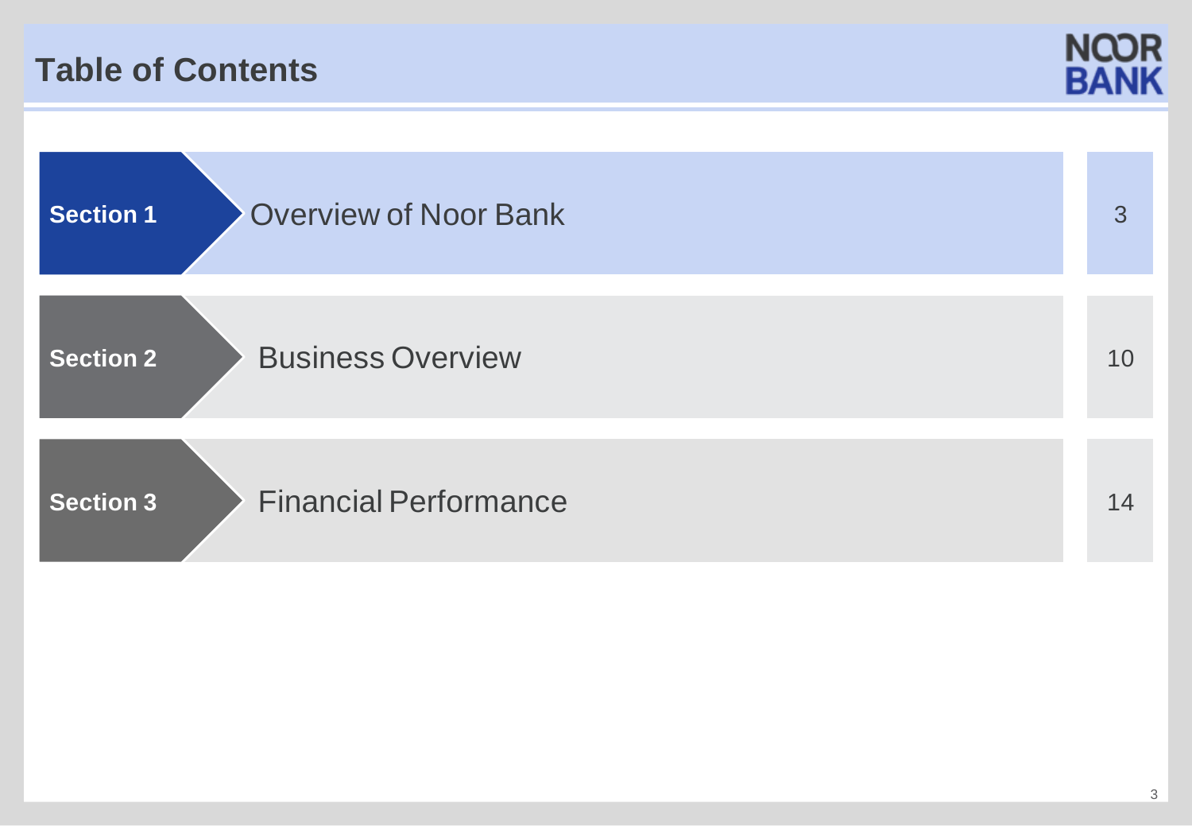# Table of Contents

| Section | Title | Page |
|---|---|---|
| **Section 1** | Overview of Noor Bank | 3 |
| **Section 2** | Business Overview | 10 |
| **Section 3** | Financial Performance | 14 |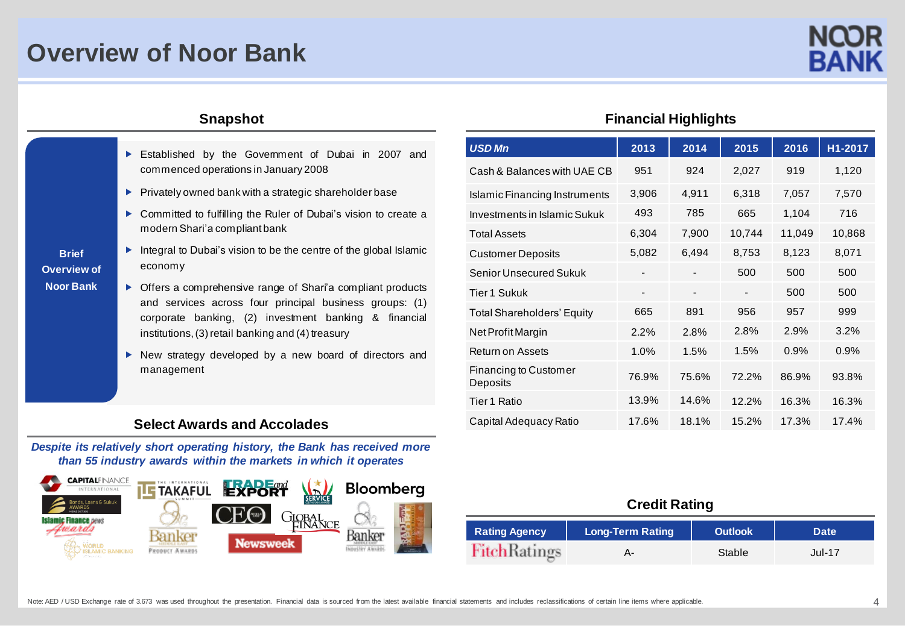# Overview of Noor Bank

## Snapshot

**Brief Overview of Noor Bank**

- Established by the Government of Dubai in 2007 and commenced operations in January 2008
- Privately owned bank with a strategic shareholder base
- Committed to fulfilling the Ruler of Dubai's vision to create a modern Shari'a compliant bank
- Integral to Dubai's vision to be the centre of the global Islamic economy
- Offers a comprehensive range of Shari'a compliant products and services across four principal business groups: (1) corporate banking, (2) investment banking & financial institutions, (3) retail banking and (4) treasury
- New strategy developed by a new board of directors and management

## Select Awards and Accolades

*Despite its relatively short operating history, the Bank has received more than 55 industry awards within the markets in which it operates*

## Financial Highlights

| *USD Mn* | 2013 | 2014 | 2015 | 2016 | H1-2017 |
|---|---|---|---|---|---|
| Cash & Balances with UAE CB | 951 | 924 | 2,027 | 919 | 1,120 |
| Islamic Financing Instruments | 3,906 | 4,911 | 6,318 | 7,057 | 7,570 |
| Investments in Islamic Sukuk | 493 | 785 | 665 | 1,104 | 716 |
| Total Assets | 6,304 | 7,900 | 10,744 | 11,049 | 10,868 |
| Customer Deposits | 5,082 | 6,494 | 8,753 | 8,123 | 8,071 |
| Senior Unsecured Sukuk | - | - | 500 | 500 | 500 |
| Tier 1 Sukuk | - | - | - | 500 | 500 |
| Total Shareholders' Equity | 665 | 891 | 956 | 957 | 999 |
| Net Profit Margin | 2.2% | 2.8% | 2.8% | 2.9% | 3.2% |
| Return on Assets | 1.0% | 1.5% | 1.5% | 0.9% | 0.9% |
| Financing to Customer Deposits | 76.9% | 75.6% | 72.2% | 86.9% | 93.8% |
| Tier 1 Ratio | 13.9% | 14.6% | 12.2% | 16.3% | 16.3% |
| Capital Adequacy Ratio | 17.6% | 18.1% | 15.2% | 17.3% | 17.4% |

## Credit Rating

| Rating Agency | Long-Term Rating | Outlook | Date |
|---|---|---|---|
| Fitch Ratings | A- | Stable | Jul-17 |

Note: AED / USD Exchange rate of 3.673 was used throughout the presentation. Financial data is sourced from the latest available financial statements and includes reclassifications of certain line items where applicable.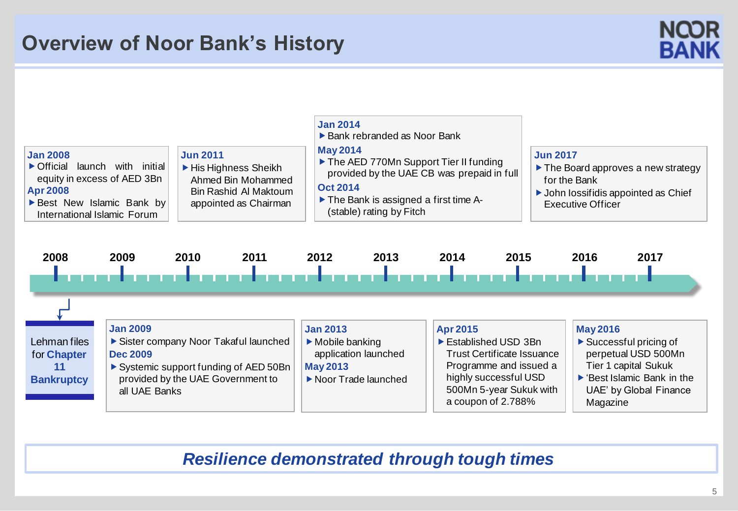# Overview of Noor Bank's History

**Jan 2008**
- Official launch with initial equity in excess of AED 3Bn

**Apr 2008**
- Best New Islamic Bank by International Islamic Forum

Lehman files for **Chapter 11 Bankruptcy**

**Jan 2009**
- Sister company Noor Takaful launched

**Dec 2009**
- Systemic support funding of AED 50Bn provided by the UAE Government to all UAE Banks

**Jun 2011**
- His Highness Sheikh Ahmed Bin Mohammed Bin Rashid Al Maktoum appointed as Chairman

**Jan 2013**
- Mobile banking application launched

**May 2013**
- Noor Trade launched

**Jan 2014**
- Bank rebranded as Noor Bank

**May 2014**
- The AED 770Mn Support Tier II funding provided by the UAE CB was prepaid in full

**Oct 2014**
- The Bank is assigned a first time A- (stable) rating by Fitch

**Apr 2015**
- Established USD 3Bn Trust Certificate Issuance Programme and issued a highly successful USD 500Mn 5-year Sukuk with a coupon of 2.788%

**May 2016**
- Successful pricing of perpetual USD 500Mn Tier 1 capital Sukuk
- 'Best Islamic Bank in the UAE' by Global Finance Magazine

**Jun 2017**
- The Board approves a new strategy for the Bank
- John Iossifidis appointed as Chief Executive Officer

***Resilience demonstrated through tough times***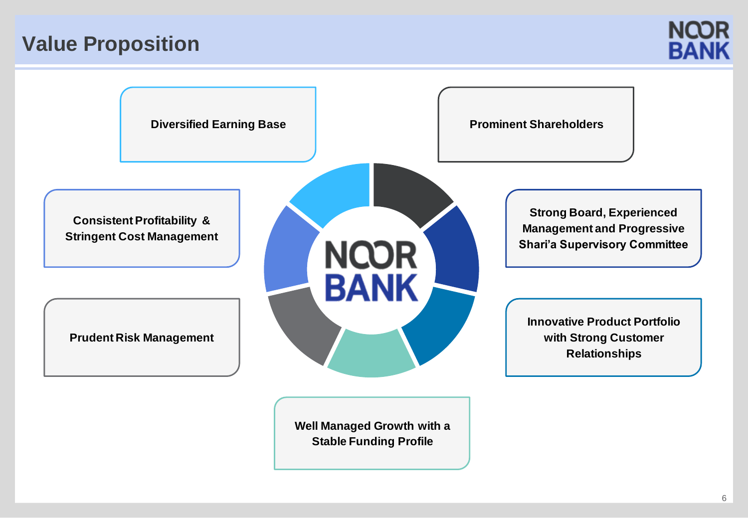# Value Proposition

- Diversified Earning Base
- Prominent Shareholders
- Strong Board, Experienced Management and Progressive Shari'a Supervisory Committee
- Innovative Product Portfolio with Strong Customer Relationships
- Well Managed Growth with a Stable Funding Profile
- Prudent Risk Management
- Consistent Profitability & Stringent Cost Management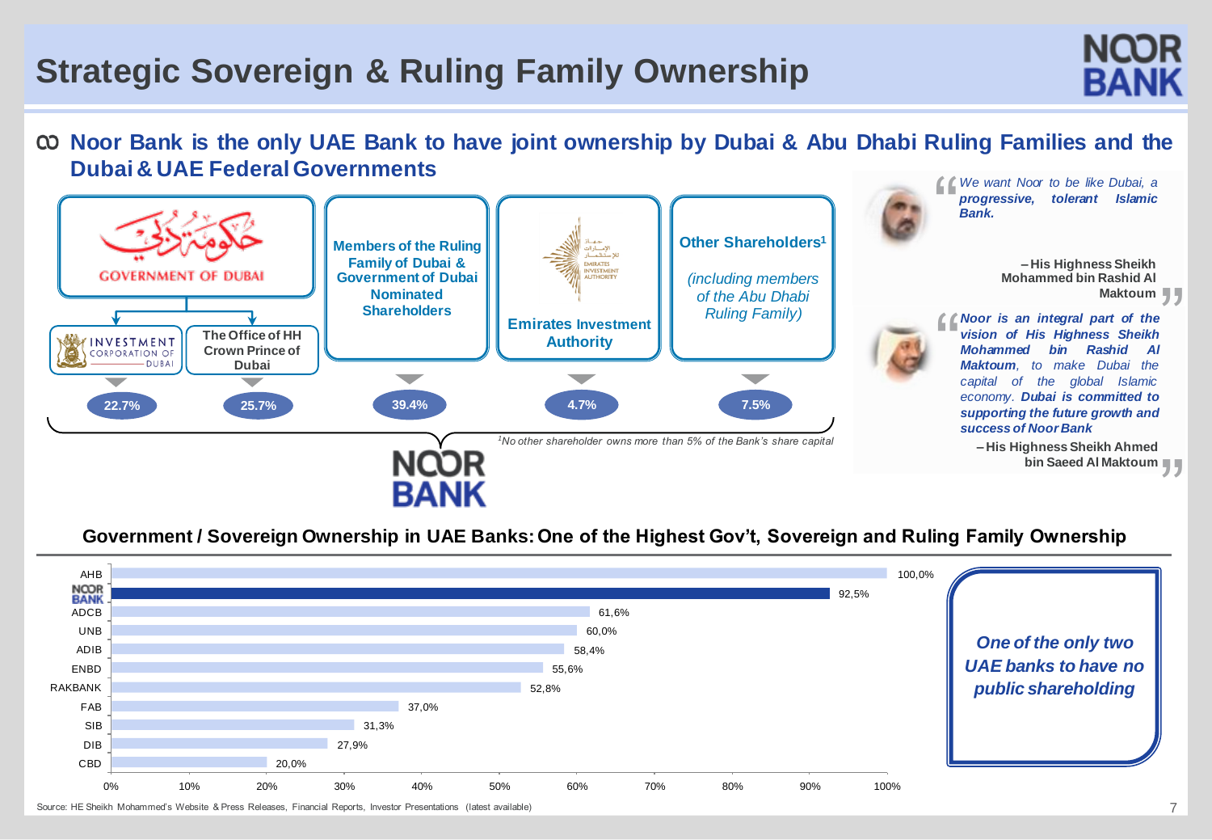# Strategic Sovereign & Ruling Family Ownership

**Noor Bank is the only UAE Bank to have joint ownership by Dubai & Abu Dhabi Ruling Families and the Dubai & UAE Federal Governments**

| Shareholder | Ownership |
|---|---|
| Government of Dubai – Investment Corporation of Dubai | 22.7% |
| Government of Dubai – The Office of HH Crown Prince of Dubai | 25.7% |
| Members of the Ruling Family of Dubai & Government of Dubai Nominated Shareholders | 39.4% |
| Emirates Investment Authority | 4.7% |
| Other Shareholders[1] (*including members of the Abu Dhabi Ruling Family*) | 7.5% |

*[1]No other shareholder owns more than 5% of the Bank's share capital*

> ***We want Noor to be like Dubai, a progressive, tolerant Islamic Bank.***
>
> **– His Highness Sheikh Mohammed bin Rashid Al Maktoum**

> ***Noor is an integral part of the vision of His Highness Sheikh Mohammed bin Rashid Al Maktoum**, to make Dubai the capital of the global Islamic economy. **Dubai is committed to supporting the future growth and success of Noor Bank***
>
> **– His Highness Sheikh Ahmed bin Saeed Al Maktoum**

## Government / Sovereign Ownership in UAE Banks: One of the Highest Gov't, Sovereign and Ruling Family Ownership

| Bank | Ownership |
|---|---|
| AHB | 100,0% |
| NOOR BANK | 92,5% |
| ADCB | 61,6% |
| UNB | 60,0% |
| ADIB | 58,4% |
| ENBD | 55,6% |
| RAKBANK | 52,8% |
| FAB | 37,0% |
| SIB | 31,3% |
| DIB | 27,9% |
| CBD | 20,0% |

***One of the only two UAE banks to have no public shareholding***

Source: HE Sheikh Mohammed's Website & Press Releases, Financial Reports, Investor Presentations (latest available)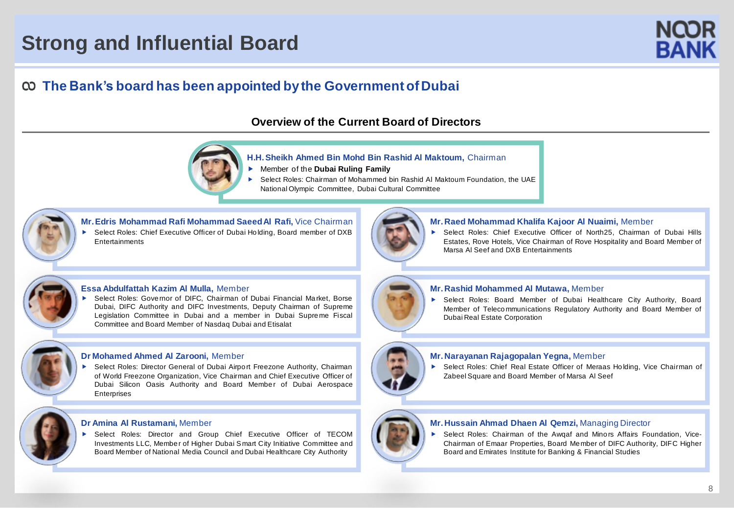# Strong and Influential Board

## The Bank's board has been appointed by the Government of Dubai

### Overview of the Current Board of Directors

**H.H. Sheikh Ahmed Bin Mohd Bin Rashid Al Maktoum,** Chairman

- Member of the **Dubai Ruling Family**
- Select Roles: Chairman of Mohammed bin Rashid Al Maktoum Foundation, the UAE National Olympic Committee, Dubai Cultural Committee

**Mr. Edris Mohammad Rafi Mohammad Saeed Al Rafi,** Vice Chairman

- Select Roles: Chief Executive Officer of Dubai Holding, Board member of DXB Entertainments

**Essa Abdulfattah Kazim Al Mulla,** Member

- Select Roles: Governor of DIFC, Chairman of Dubai Financial Market, Borse Dubai, DIFC Authority and DIFC Investments, Deputy Chairman of Supreme Legislation Committee in Dubai and a member in Dubai Supreme Fiscal Committee and Board Member of Nasdaq Dubai and Etisalat

**Dr Mohamed Ahmed Al Zarooni,** Member

- Select Roles: Director General of Dubai Airport Freezone Authority, Chairman of World Freezone Organization, Vice Chairman and Chief Executive Officer of Dubai Silicon Oasis Authority and Board Member of Dubai Aerospace Enterprises

**Dr Amina Al Rustamani,** Member

- Select Roles: Director and Group Chief Executive Officer of TECOM Investments LLC, Member of Higher Dubai Smart City Initiative Committee and Board Member of National Media Council and Dubai Healthcare City Authority

**Mr. Raed Mohammad Khalifa Kajoor Al Nuaimi,** Member

- Select Roles: Chief Executive Officer of North25, Chairman of Dubai Hills Estates, Rove Hotels, Vice Chairman of Rove Hospitality and Board Member of Marsa Al Seef and DXB Entertainments

**Mr. Rashid Mohammed Al Mutawa,** Member

- Select Roles: Board Member of Dubai Healthcare City Authority, Board Member of Telecommunications Regulatory Authority and Board Member of Dubai Real Estate Corporation

**Mr. Narayanan Rajagopalan Yegna,** Member

- Select Roles: Chief Real Estate Officer of Meraas Holding, Vice Chairman of Zabeel Square and Board Member of Marsa Al Seef

**Mr. Hussain Ahmad Dhaen Al Qemzi,** Managing Director

- Select Roles: Chairman of the Awqaf and Minors Affairs Foundation, Vice-Chairman of Emaar Properties, Board Member of DIFC Authority, DIFC Higher Board and Emirates Institute for Banking & Financial Studies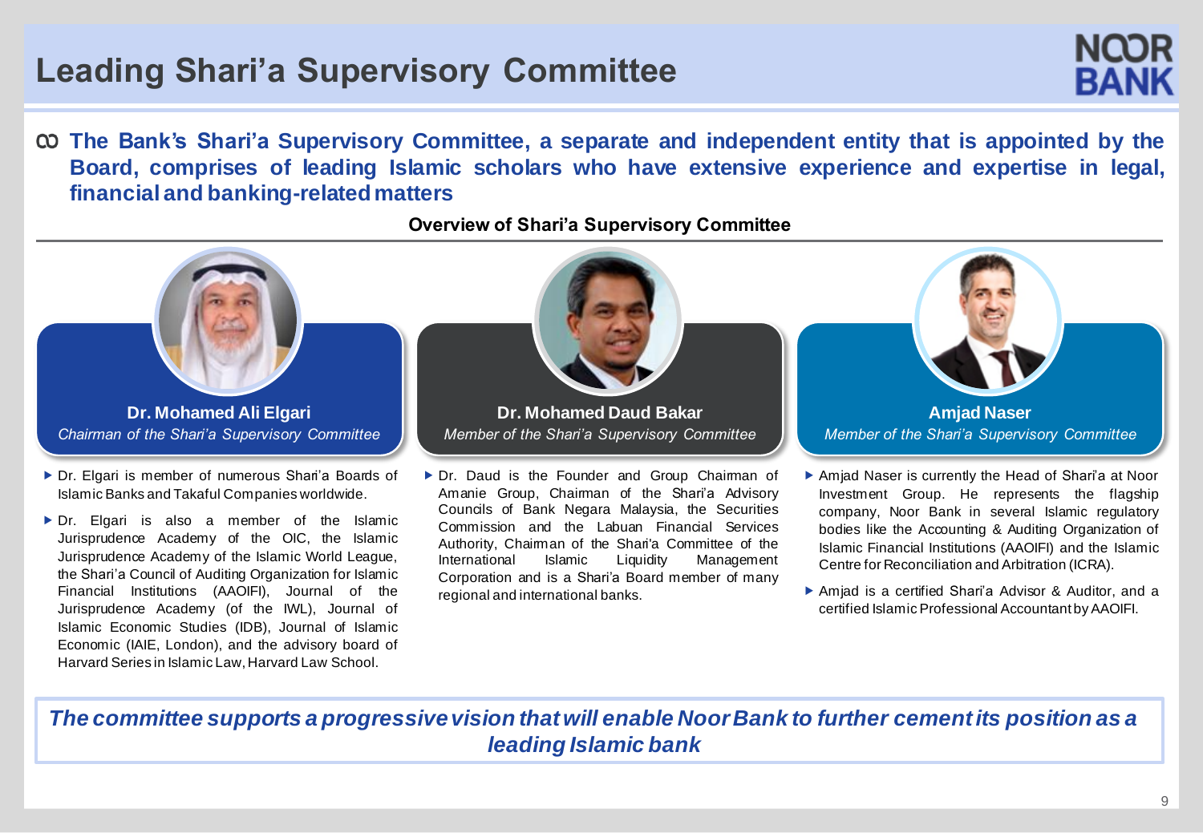# Leading Shari'a Supervisory Committee

- **The Bank's Shari'a Supervisory Committee, a separate and independent entity that is appointed by the Board, comprises of leading Islamic scholars who have extensive experience and expertise in legal, financial and banking-related matters**

## Overview of Shari'a Supervisory Committee

**Dr. Mohamed Ali Elgari**
*Chairman of the Shari'a Supervisory Committee*

- Dr. Elgari is member of numerous Shari'a Boards of Islamic Banks and Takaful Companies worldwide.
- Dr. Elgari is also a member of the Islamic Jurisprudence Academy of the OIC, the Islamic Jurisprudence Academy of the Islamic World League, the Shari'a Council of Auditing Organization for Islamic Financial Institutions (AAOIFI), Journal of the Jurisprudence Academy (of the IWL), Journal of Islamic Economic Studies (IDB), Journal of Islamic Economic (IAIE, London), and the advisory board of Harvard Series in Islamic Law, Harvard Law School.

**Dr. Mohamed Daud Bakar**
*Member of the Shari'a Supervisory Committee*

- Dr. Daud is the Founder and Group Chairman of Amanie Group, Chairman of the Shari'a Advisory Councils of Bank Negara Malaysia, the Securities Commission and the Labuan Financial Services Authority, Chairman of the Shari'a Committee of the International Islamic Liquidity Management Corporation and is a Shari'a Board member of many regional and international banks.

**Amjad Naser**
*Member of the Shari'a Supervisory Committee*

- Amjad Naser is currently the Head of Shari'a at Noor Investment Group. He represents the flagship company, Noor Bank in several Islamic regulatory bodies like the Accounting & Auditing Organization of Islamic Financial Institutions (AAOIFI) and the Islamic Centre for Reconciliation and Arbitration (ICRA).
- Amjad is a certified Shari'a Advisor & Auditor, and a certified Islamic Professional Accountant by AAOIFI.

***The committee supports a progressive vision that will enable Noor Bank to further cement its position as a leading Islamic bank***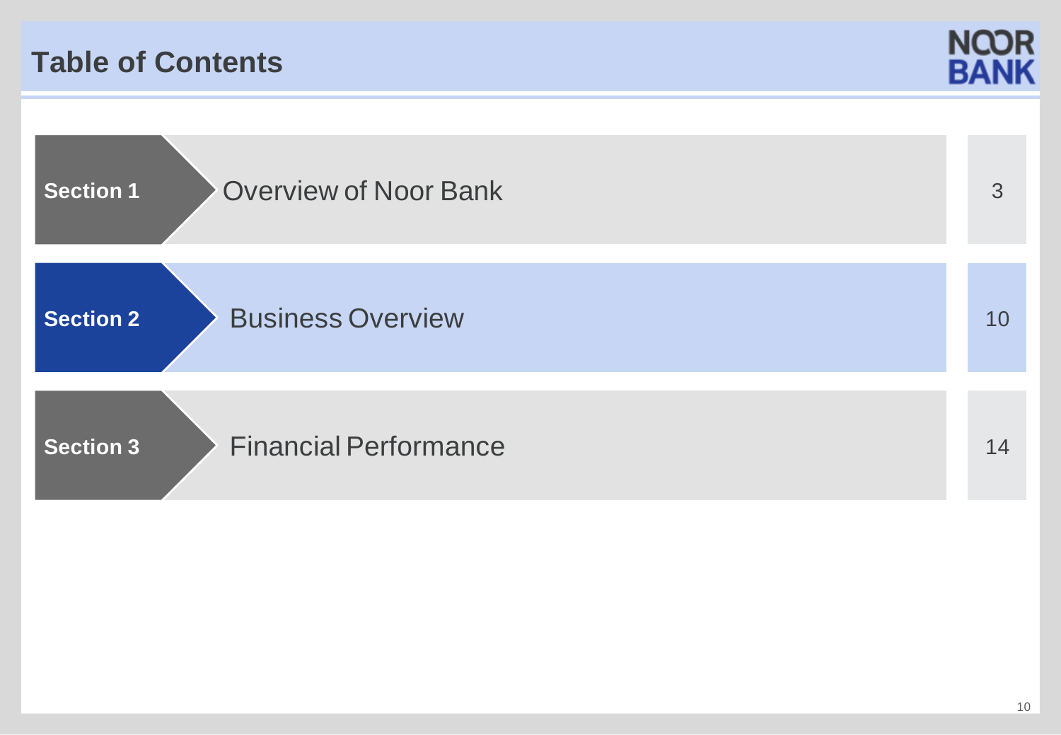# Table of Contents

| Section | Title | Page |
| --- | --- | --- |
| Section 1 | Overview of Noor Bank | 3 |
| **Section 2** | **Business Overview** | **10** |
| Section 3 | Financial Performance | 14 |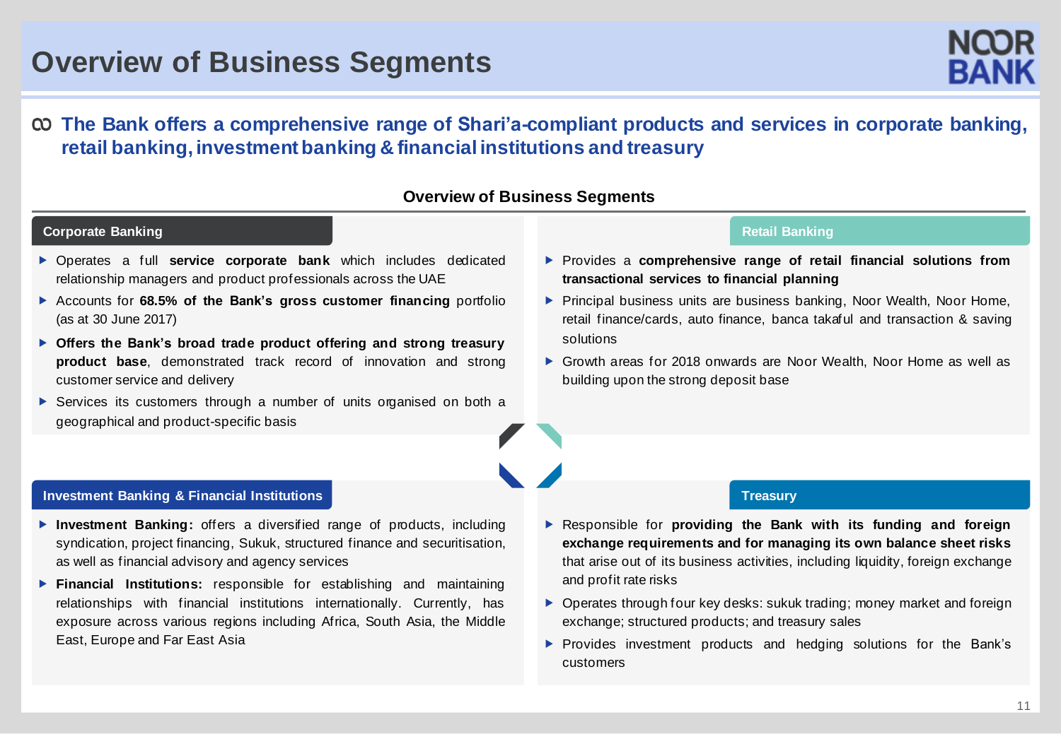# Overview of Business Segments

**The Bank offers a comprehensive range of Shari'a-compliant products and services in corporate banking, retail banking, investment banking & financial institutions and treasury**

## Overview of Business Segments

### Corporate Banking

- Operates a full **service corporate bank** which includes dedicated relationship managers and product professionals across the UAE
- Accounts for **68.5% of the Bank's gross customer financing** portfolio (as at 30 June 2017)
- **Offers the Bank's broad trade product offering and strong treasury product base**, demonstrated track record of innovation and strong customer service and delivery
- Services its customers through a number of units organised on both a geographical and product-specific basis

### Retail Banking

- Provides a **comprehensive range of retail financial solutions from transactional services to financial planning**
- Principal business units are business banking, Noor Wealth, Noor Home, retail finance/cards, auto finance, banca takaful and transaction & saving solutions
- Growth areas for 2018 onwards are Noor Wealth, Noor Home as well as building upon the strong deposit base

### Investment Banking & Financial Institutions

- **Investment Banking:** offers a diversified range of products, including syndication, project financing, Sukuk, structured finance and securitisation, as well as financial advisory and agency services
- **Financial Institutions:** responsible for establishing and maintaining relationships with financial institutions internationally. Currently, has exposure across various regions including Africa, South Asia, the Middle East, Europe and Far East Asia

### Treasury

- Responsible for **providing the Bank with its funding and foreign exchange requirements and for managing its own balance sheet risks** that arise out of its business activities, including liquidity, foreign exchange and profit rate risks
- Operates through four key desks: sukuk trading; money market and foreign exchange; structured products; and treasury sales
- Provides investment products and hedging solutions for the Bank's customers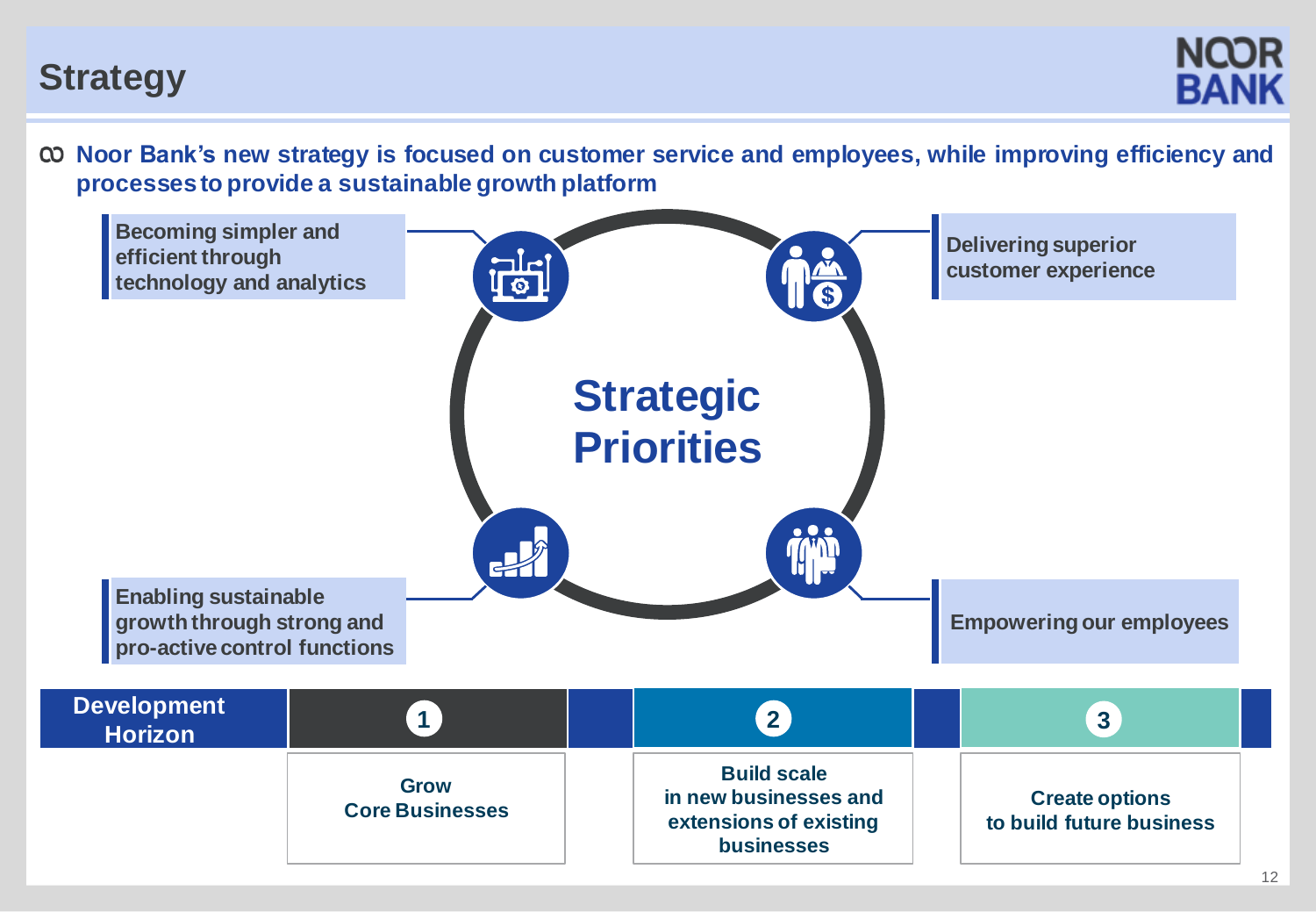# Strategy

**Noor Bank's new strategy is focused on customer service and employees, while improving efficiency and processes to provide a sustainable growth platform**

## Strategic Priorities

- Becoming simpler and efficient through technology and analytics
- Delivering superior customer experience
- Enabling sustainable growth through strong and pro-active control functions
- Empowering our employees

| Development Horizon | 1 | 2 | 3 |
|---|---|---|---|
| | Grow Core Businesses | Build scale in new businesses and extensions of existing businesses | Create options to build future business |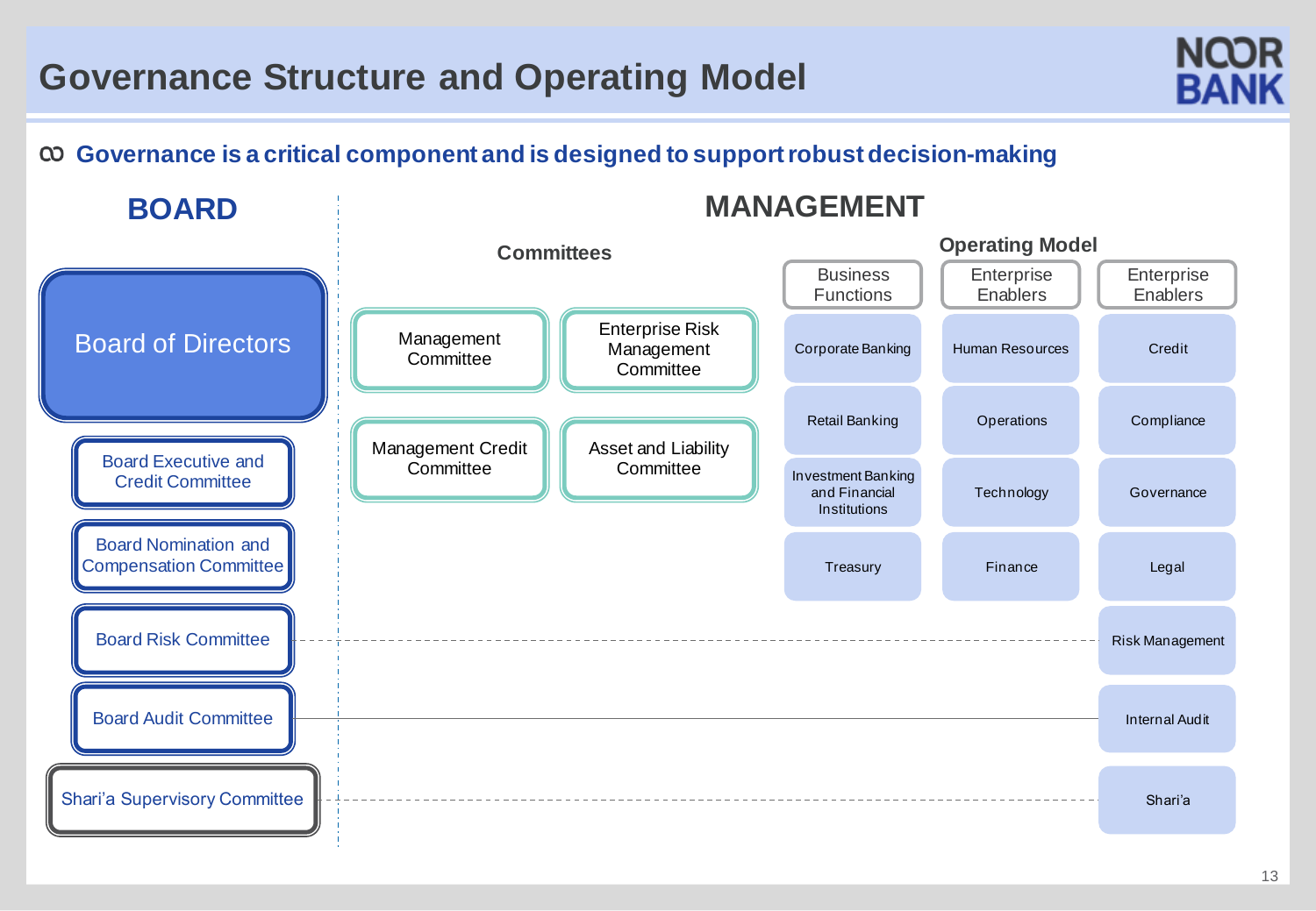# Governance Structure and Operating Model

**Governance is a critical component and is designed to support robust decision-making**

## BOARD

- **Board of Directors**
  - Board Executive and Credit Committee
  - Board Nomination and Compensation Committee
  - Board Risk Committee
  - Board Audit Committee
- Shari'a Supervisory Committee

## MANAGEMENT

### Committees

- Management Committee
- Enterprise Risk Management Committee
- Management Credit Committee
- Asset and Liability Committee

### Operating Model

| Business Functions | Enterprise Enablers | Enterprise Enablers |
|---|---|---|
| Corporate Banking | Human Resources | Credit |
| Retail Banking | Operations | Compliance |
| Investment Banking and Financial Institutions | Technology | Governance |
| Treasury | Finance | Legal |
| | | Risk Management |
| | | Internal Audit |
| | | Shari'a |

Board Risk Committee — Risk Management (dashed line)

Board Audit Committee — Internal Audit (solid line)

Shari'a Supervisory Committee — Shari'a (dashed line)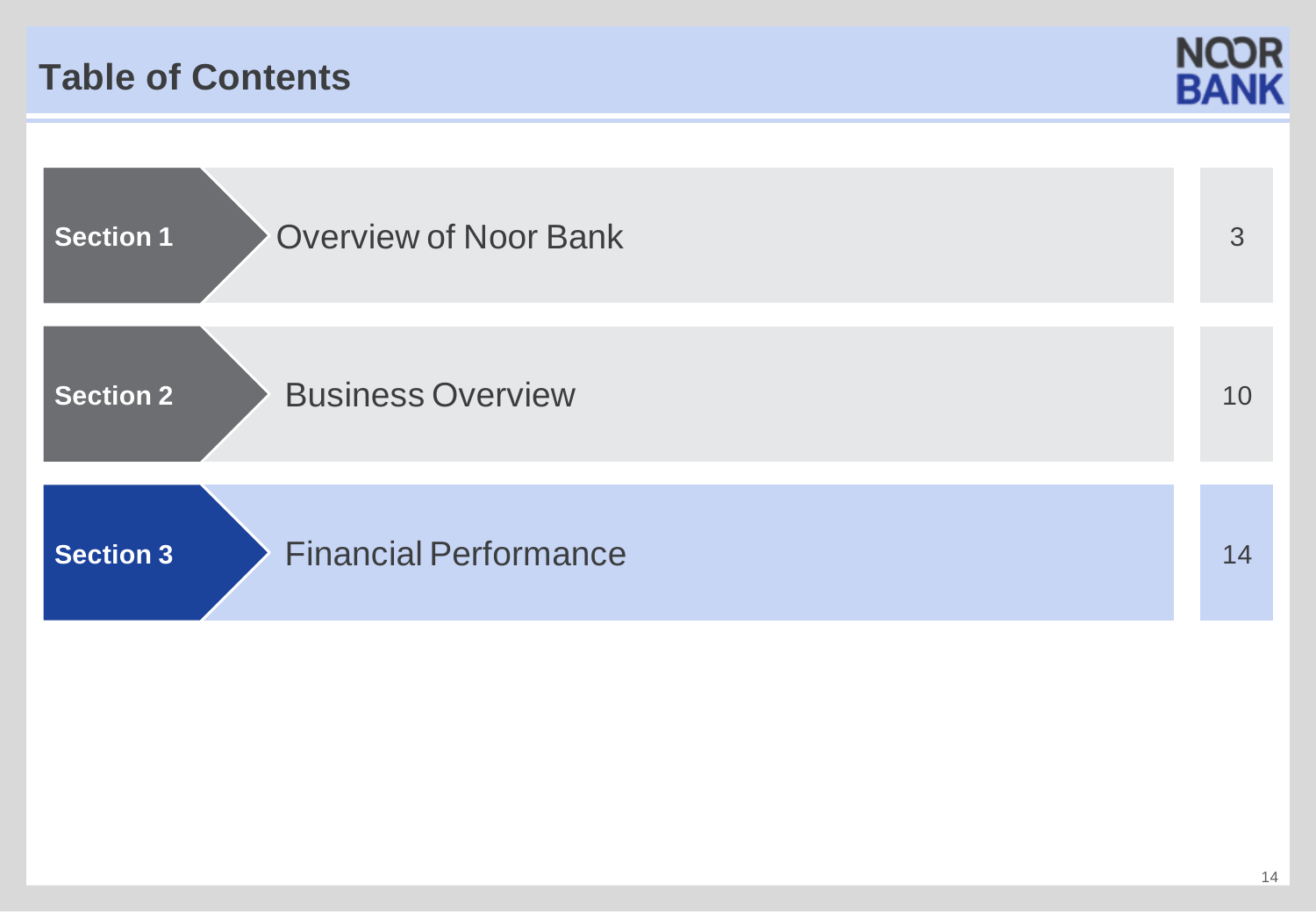# Table of Contents

| Section | Title | Page |
|---|---|---|
| Section 1 | Overview of Noor Bank | 3 |
| Section 2 | Business Overview | 10 |
| Section 3 | Financial Performance | 14 |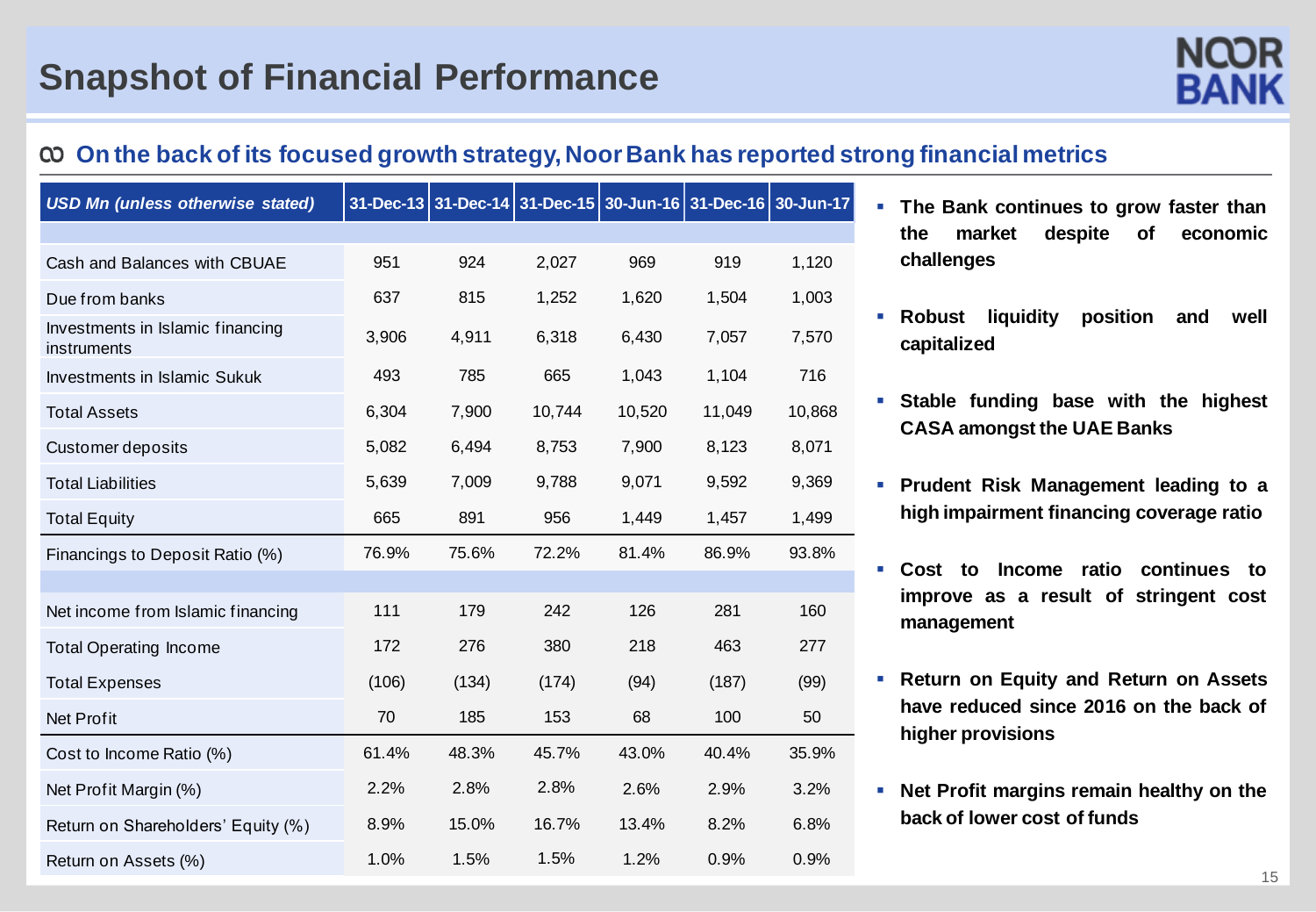# Snapshot of Financial Performance

## On the back of its focused growth strategy, Noor Bank has reported strong financial metrics

| *USD Mn (unless otherwise stated)* | 31-Dec-13 | 31-Dec-14 | 31-Dec-15 | 30-Jun-16 | 31-Dec-16 | 30-Jun-17 |
|---|---|---|---|---|---|---|
| | | | | | | |
| Cash and Balances with CBUAE | 951 | 924 | 2,027 | 969 | 919 | 1,120 |
| Due from banks | 637 | 815 | 1,252 | 1,620 | 1,504 | 1,003 |
| Investments in Islamic financing instruments | 3,906 | 4,911 | 6,318 | 6,430 | 7,057 | 7,570 |
| Investments in Islamic Sukuk | 493 | 785 | 665 | 1,043 | 1,104 | 716 |
| Total Assets | 6,304 | 7,900 | 10,744 | 10,520 | 11,049 | 10,868 |
| Customer deposits | 5,082 | 6,494 | 8,753 | 7,900 | 8,123 | 8,071 |
| Total Liabilities | 5,639 | 7,009 | 9,788 | 9,071 | 9,592 | 9,369 |
| Total Equity | 665 | 891 | 956 | 1,449 | 1,457 | 1,499 |
| Financings to Deposit Ratio (%) | 76.9% | 75.6% | 72.2% | 81.4% | 86.9% | 93.8% |
| | | | | | | |
| Net income from Islamic financing | 111 | 179 | 242 | 126 | 281 | 160 |
| Total Operating Income | 172 | 276 | 380 | 218 | 463 | 277 |
| Total Expenses | (106) | (134) | (174) | (94) | (187) | (99) |
| Net Profit | 70 | 185 | 153 | 68 | 100 | 50 |
| Cost to Income Ratio (%) | 61.4% | 48.3% | 45.7% | 43.0% | 40.4% | 35.9% |
| Net Profit Margin (%) | 2.2% | 2.8% | 2.8% | 2.6% | 2.9% | 3.2% |
| Return on Shareholders' Equity (%) | 8.9% | 15.0% | 16.7% | 13.4% | 8.2% | 6.8% |
| Return on Assets (%) | 1.0% | 1.5% | 1.5% | 1.2% | 0.9% | 0.9% |

- **The Bank continues to grow faster than the market despite of economic challenges**
- **Robust liquidity position and well capitalized**
- **Stable funding base with the highest CASA amongst the UAE Banks**
- **Prudent Risk Management leading to a high impairment financing coverage ratio**
- **Cost to Income ratio continues to improve as a result of stringent cost management**
- **Return on Equity and Return on Assets have reduced since 2016 on the back of higher provisions**
- **Net Profit margins remain healthy on the back of lower cost of funds**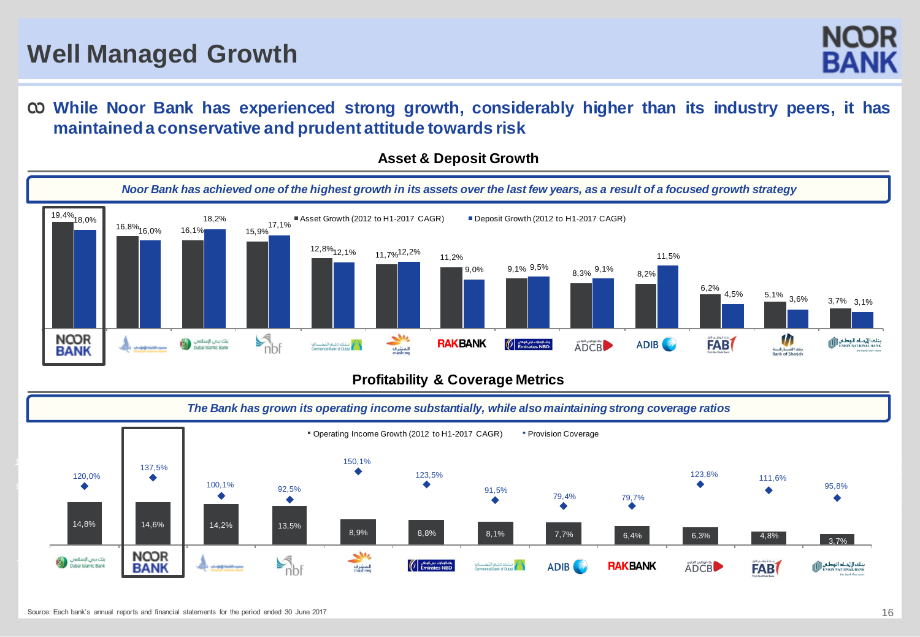# Well Managed Growth

**While Noor Bank has experienced strong growth, considerably higher than its industry peers, it has maintained a conservative and prudent attitude towards risk**

## Asset & Deposit Growth

*Noor Bank has achieved one of the highest growth in its assets over the last few years, as a result of a focused growth strategy*

| Bank | Asset Growth (2012 to H1-2017 CAGR) | Deposit Growth (2012 to H1-2017 CAGR) |
|---|---|---|
| Noor Bank | 19,4% | 18,0% |
| Sharjah Islamic Bank | 16,8% | 16,0% |
| Dubai Islamic Bank | 16,1% | 18,2% |
| nbf | 15,9% | 17,1% |
| Commercial Bank of Dubai | 12,8% | 12,1% |
| mashreq | 11,7% | 12,2% |
| RAKBANK | 11,2% | 9,0% |
| Emirates NBD | 9,1% | 9,5% |
| ADCB | 8,3% | 9,1% |
| ADIB | 8,2% | 11,5% |
| FAB | 6,2% | 4,5% |
| Bank of Sharjah | 5,1% | 3,6% |
| Union National Bank | 3,7% | 3,1% |

## Profitability & Coverage Metrics

*The Bank has grown its operating income substantially, while also maintaining strong coverage ratios*

| Bank | Operating Income Growth (2012 to H1-2017 CAGR) | Provision Coverage |
|---|---|---|
| Dubai Islamic Bank | 14,8% | 120,0% |
| Noor Bank | 14,6% | 137,5% |
| Sharjah Islamic Bank | 14,2% | 100,1% |
| nbf | 13,5% | 92,5% |
| mashreq | 8,9% | 150,1% |
| Emirates NBD | 8,8% | 123,5% |
| Commercial Bank of Dubai | 8,1% | 91,5% |
| ADIB | 7,7% | 79,4% |
| RAKBANK | 6,4% | 79,7% |
| ADCB | 6,3% | 123,8% |
| FAB | 4,8% | 111,6% |
| Union National Bank | 3,7% | 95,8% |

Source: Each bank's annual reports and financial statements for the period ended 30 June 2017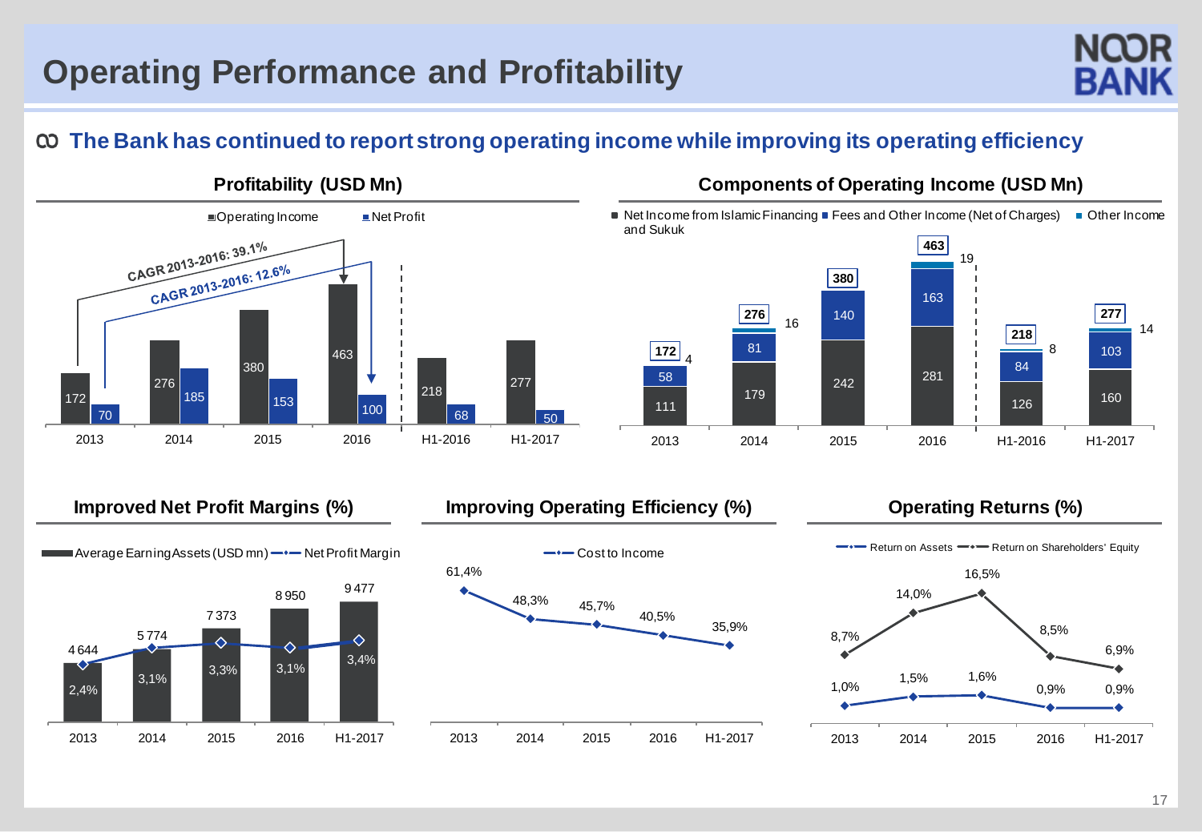# Operating Performance and Profitability

**The Bank has continued to report strong operating income while improving its operating efficiency**

### Profitability (USD Mn)

CAGR 2013-2016: 39.1% (Operating Income)
CAGR 2013-2016: 12.6% (Net Profit)

| | 2013 | 2014 | 2015 | 2016 | H1-2016 | H1-2017 |
|---|---|---|---|---|---|---|
| Operating Income | 172 | 276 | 380 | 463 | 218 | 277 |
| Net Profit | 70 | 185 | 153 | 100 | 68 | 50 |

### Components of Operating Income (USD Mn)

| | 2013 | 2014 | 2015 | 2016 | H1-2016 | H1-2017 |
|---|---|---|---|---|---|---|
| Net Income from Islamic Financing and Sukuk | 111 | 179 | 242 | 281 | 126 | 160 |
| Fees and Other Income (Net of Charges) | 58 | 81 | 140 | 163 | 84 | 103 |
| Other Income | 4 | 16 | | 19 | 8 | 14 |
| Total | 172 | 276 | 380 | 463 | 218 | 277 |

### Improved Net Profit Margins (%)

| | 2013 | 2014 | 2015 | 2016 | H1-2017 |
|---|---|---|---|---|---|
| Average Earning Assets (USD mn) | 4 644 | 5 774 | 7 373 | 8 950 | 9 477 |
| Net Profit Margin | 2,4% | 3,1% | 3,3% | 3,1% | 3,4% |

### Improving Operating Efficiency (%)

| | 2013 | 2014 | 2015 | 2016 | H1-2017 |
|---|---|---|---|---|---|
| Cost to Income | 61,4% | 48,3% | 45,7% | 40,5% | 35,9% |

### Operating Returns (%)

| | 2013 | 2014 | 2015 | 2016 | H1-2017 |
|---|---|---|---|---|---|
| Return on Assets | 1,0% | 1,5% | 1,6% | 0,9% | 0,9% |
| Return on Shareholders' Equity | 8,7% | 14,0% | 16,5% | 8,5% | 6,9% |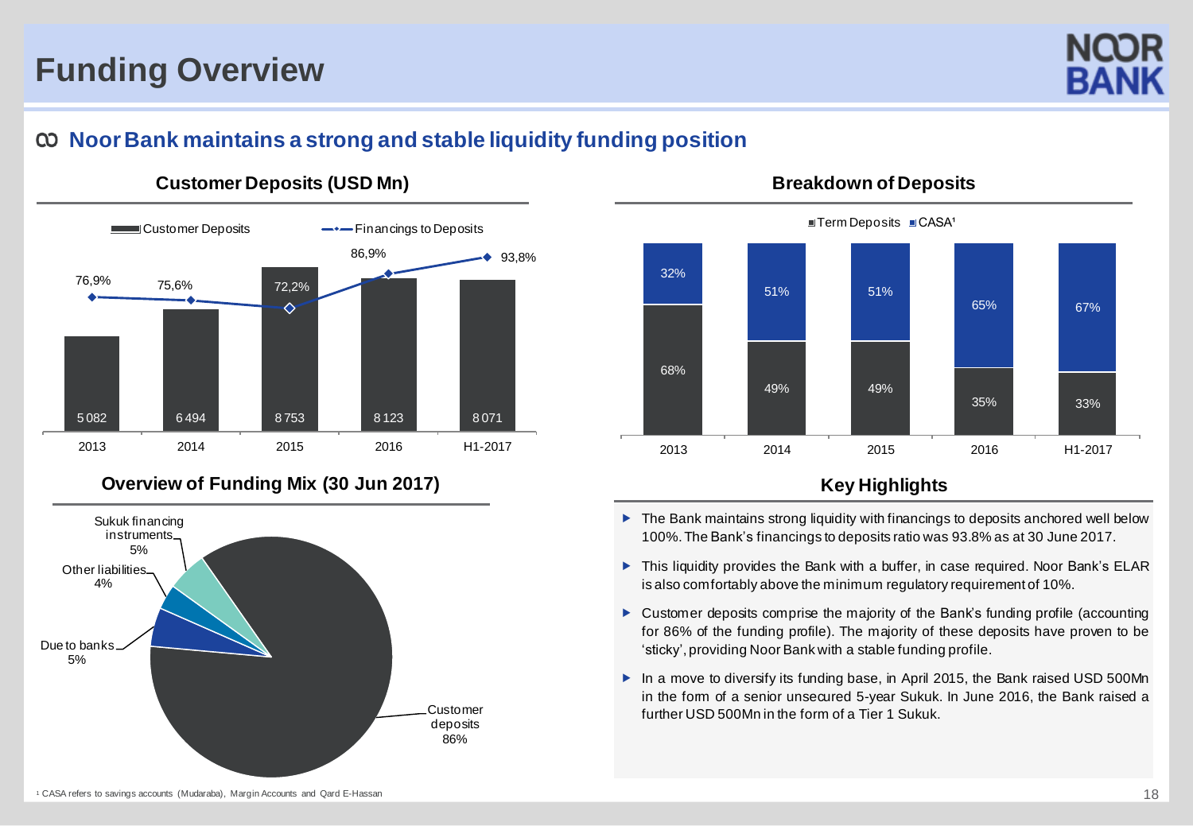# Funding Overview

## Noor Bank maintains a strong and stable liquidity funding position

### Customer Deposits (USD Mn)

| | 2013 | 2014 | 2015 | 2016 | H1-2017 |
|---|---|---|---|---|---|
| Customer Deposits | 5 082 | 6 494 | 8 753 | 8 123 | 8 071 |
| Financings to Deposits | 76,9% | 75,6% | 72,2% | 86,9% | 93,8% |

### Breakdown of Deposits

| | 2013 | 2014 | 2015 | 2016 | H1-2017 |
|---|---|---|---|---|---|
| Term Deposits | 68% | 49% | 49% | 35% | 33% |
| CASA[1] | 32% | 51% | 51% | 65% | 67% |

### Overview of Funding Mix (30 Jun 2017)

| Component | Share |
|---|---|
| Customer deposits | 86% |
| Due to banks | 5% |
| Other liabilities | 4% |
| Sukuk financing instruments | 5% |

### Key Highlights

- The Bank maintains strong liquidity with financings to deposits anchored well below 100%. The Bank's financings to deposits ratio was 93.8% as at 30 June 2017.
- This liquidity provides the Bank with a buffer, in case required. Noor Bank's ELAR is also comfortably above the minimum regulatory requirement of 10%.
- Customer deposits comprise the majority of the Bank's funding profile (accounting for 86% of the funding profile). The majority of these deposits have proven to be 'sticky', providing Noor Bank with a stable funding profile.
- In a move to diversify its funding base, in April 2015, the Bank raised USD 500Mn in the form of a senior unsecured 5-year Sukuk. In June 2016, the Bank raised a further USD 500Mn in the form of a Tier 1 Sukuk.

[1] CASA refers to savings accounts (Mudaraba), Margin Accounts and Qard E-Hassan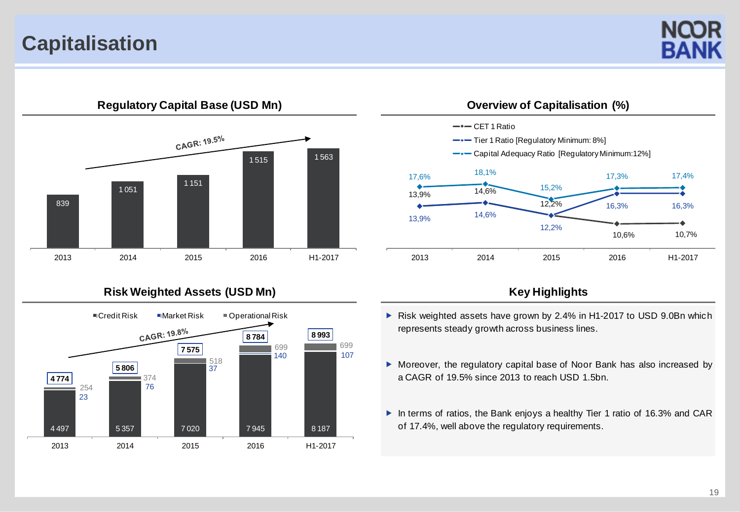# Capitalisation

## Regulatory Capital Base (USD Mn)

CAGR: 19.5%

| | 2013 | 2014 | 2015 | 2016 | H1-2017 |
|---|---|---|---|---|---|
| Regulatory Capital Base | 839 | 1 051 | 1 151 | 1 515 | 1 563 |

## Overview of Capitalisation (%)

| | 2013 | 2014 | 2015 | 2016 | H1-2017 |
|---|---|---|---|---|---|
| CET 1 Ratio | 13,9% | 14,6% | 12,2% | 10,6% | 10,7% |
| Tier 1 Ratio [Regulatory Minimum: 8%] | 13,9% | 14,6% | 12,2% | 16,3% | 16,3% |
| Capital Adequacy Ratio [Regulatory Minimum:12%] | 17,6% | 18,1% | 15,2% | 17,3% | 17,4% |

## Risk Weighted Assets (USD Mn)

CAGR: 19.8%

| | 2013 | 2014 | 2015 | 2016 | H1-2017 |
|---|---|---|---|---|---|
| Credit Risk | 4 497 | 5 357 | 7 020 | 7 945 | 8 187 |
| Market Risk | 23 | 76 | 37 | 140 | 107 |
| Operational Risk | 254 | 374 | 518 | 699 | 699 |
| Total | 4 774 | 5 806 | 7 575 | 8 784 | 8 993 |

## Key Highlights

- Risk weighted assets have grown by 2.4% in H1-2017 to USD 9.0Bn which represents steady growth across business lines.
- Moreover, the regulatory capital base of Noor Bank has also increased by a CAGR of 19.5% since 2013 to reach USD 1.5bn.
- In terms of ratios, the Bank enjoys a healthy Tier 1 ratio of 16.3% and CAR of 17.4%, well above the regulatory requirements.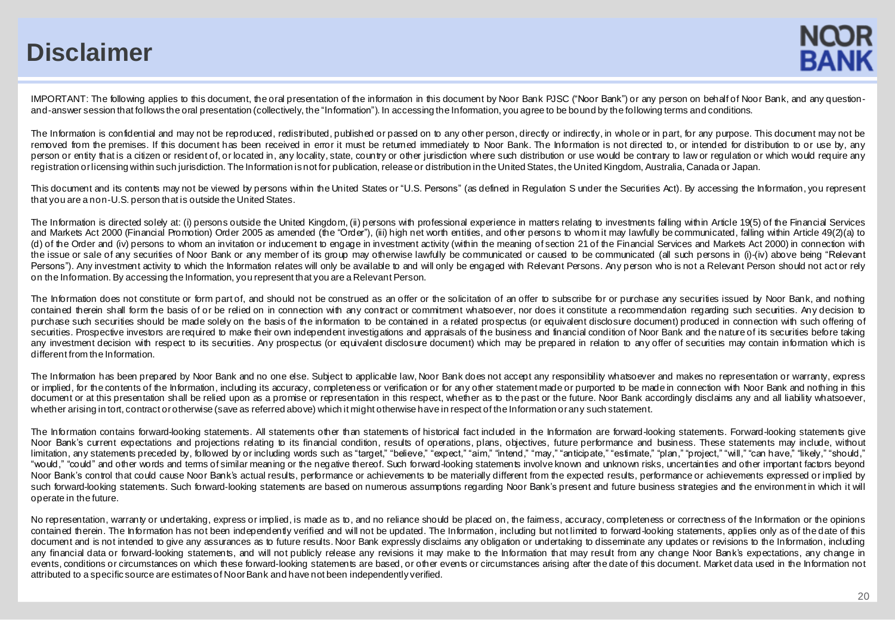# Disclaimer

IMPORTANT: The following applies to this document, the oral presentation of the information in this document by Noor Bank PJSC ("Noor Bank") or any person on behalf of Noor Bank, and any question-and-answer session that follows the oral presentation (collectively, the "Information"). In accessing the Information, you agree to be bound by the following terms and conditions.

The Information is confidential and may not be reproduced, redistributed, published or passed on to any other person, directly or indirectly, in whole or in part, for any purpose. This document may not be removed from the premises. If this document has been received in error it must be returned immediately to Noor Bank. The Information is not directed to, or intended for distribution to or use by, any person or entity that is a citizen or resident of, or located in, any locality, state, country or other jurisdiction where such distribution or use would be contrary to law or regulation or which would require any registration or licensing within such jurisdiction. The Information is not for publication, release or distribution in the United States, the United Kingdom, Australia, Canada or Japan.

This document and its contents may not be viewed by persons within the United States or "U.S. Persons" (as defined in Regulation S under the Securities Act). By accessing the Information, you represent that you are a non-U.S. person that is outside the United States.

The Information is directed solely at: (i) persons outside the United Kingdom, (ii) persons with professional experience in matters relating to investments falling within Article 19(5) of the Financial Services and Markets Act 2000 (Financial Promotion) Order 2005 as amended (the "Order"), (iii) high net worth entities, and other persons to whom it may lawfully be communicated, falling within Article 49(2)(a) to (d) of the Order and (iv) persons to whom an invitation or inducement to engage in investment activity (within the meaning of section 21 of the Financial Services and Markets Act 2000) in connection with the issue or sale of any securities of Noor Bank or any member of its group may otherwise lawfully be communicated or caused to be communicated (all such persons in (i)-(iv) above being "Relevant Persons"). Any investment activity to which the Information relates will only be available to and will only be engaged with Relevant Persons. Any person who is not a Relevant Person should not act or rely on the Information. By accessing the Information, you represent that you are a Relevant Person.

The Information does not constitute or form part of, and should not be construed as an offer or the solicitation of an offer to subscribe for or purchase any securities issued by Noor Bank, and nothing contained therein shall form the basis of or be relied on in connection with any contract or commitment whatsoever, nor does it constitute a recommendation regarding such securities. Any decision to purchase such securities should be made solely on the basis of the information to be contained in a related prospectus (or equivalent disclosure document) produced in connection with such offering of securities. Prospective investors are required to make their own independent investigations and appraisals of the business and financial condition of Noor Bank and the nature of its securities before taking any investment decision with respect to its securities. Any prospectus (or equivalent disclosure document) which may be prepared in relation to any offer of securities may contain information which is different from the Information.

The Information has been prepared by Noor Bank and no one else. Subject to applicable law, Noor Bank does not accept any responsibility whatsoever and makes no representation or warranty, express or implied, for the contents of the Information, including its accuracy, completeness or verification or for any other statement made or purported to be made in connection with Noor Bank and nothing in this document or at this presentation shall be relied upon as a promise or representation in this respect, whether as to the past or the future. Noor Bank accordingly disclaims any and all liability whatsoever, whether arising in tort, contract or otherwise (save as referred above) which it might otherwise have in respect of the Information or any such statement.

The Information contains forward-looking statements. All statements other than statements of historical fact included in the Information are forward-looking statements. Forward-looking statements give Noor Bank's current expectations and projections relating to its financial condition, results of operations, plans, objectives, future performance and business. These statements may include, without limitation, any statements preceded by, followed by or including words such as "target," "believe," "expect," "aim," "intend," "may," "anticipate," "estimate," "plan," "project," "will," "can have," "likely," "should," "would," "could" and other words and terms of similar meaning or the negative thereof. Such forward-looking statements involve known and unknown risks, uncertainties and other important factors beyond Noor Bank's control that could cause Noor Bank's actual results, performance or achievements to be materially different from the expected results, performance or achievements expressed or implied by such forward-looking statements. Such forward-looking statements are based on numerous assumptions regarding Noor Bank's present and future business strategies and the environment in which it will operate in the future.

No representation, warranty or undertaking, express or implied, is made as to, and no reliance should be placed on, the fairness, accuracy, completeness or correctness of the Information or the opinions contained therein. The Information has not been independently verified and will not be updated. The Information, including but not limited to forward-looking statements, applies only as of the date of this document and is not intended to give any assurances as to future results. Noor Bank expressly disclaims any obligation or undertaking to disseminate any updates or revisions to the Information, including any financial data or forward-looking statements, and will not publicly release any revisions it may make to the Information that may result from any change Noor Bank's expectations, any change in events, conditions or circumstances on which these forward-looking statements are based, or other events or circumstances arising after the date of this document. Market data used in the Information not attributed to a specific source are estimates of Noor Bank and have not been independently verified.